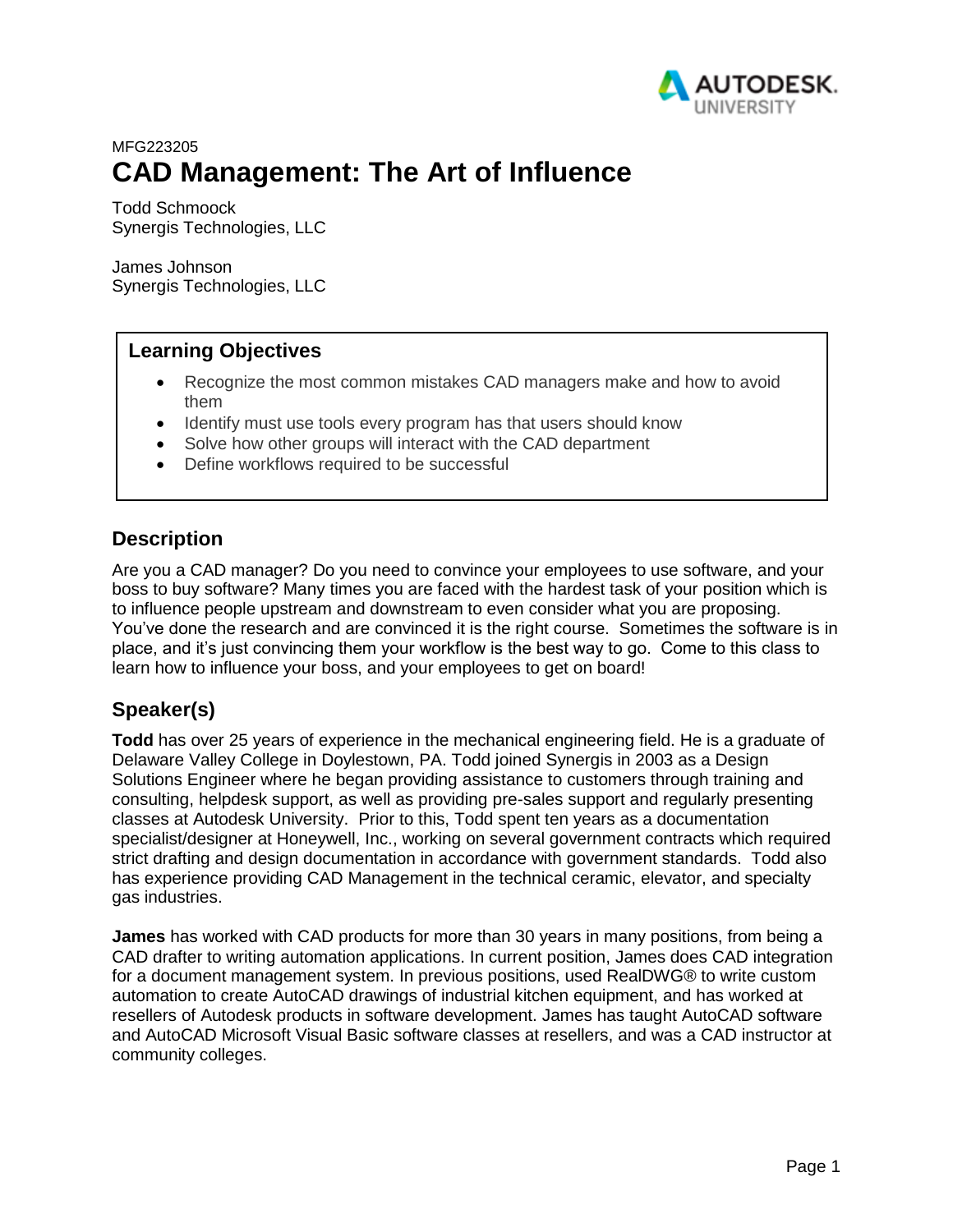MFG223205

# CAD Management: The Art of Influence

Todd Schmoock
Synergis Technologies, LLC

James Johnson
Synergis Technologies, LLC

## Learning Objectives

- Recognize the most common mistakes CAD managers make and how to avoid them
- Identify must use tools every program has that users should know
- Solve how other groups will interact with the CAD department
- Define workflows required to be successful

## Description

Are you a CAD manager? Do you need to convince your employees to use software, and your boss to buy software? Many times you are faced with the hardest task of your position which is to influence people upstream and downstream to even consider what you are proposing. You've done the research and are convinced it is the right course. Sometimes the software is in place, and it's just convincing them your workflow is the best way to go. Come to this class to learn how to influence your boss, and your employees to get on board!

## Speaker(s)

**Todd** has over 25 years of experience in the mechanical engineering field. He is a graduate of Delaware Valley College in Doylestown, PA. Todd joined Synergis in 2003 as a Design Solutions Engineer where he began providing assistance to customers through training and consulting, helpdesk support, as well as providing pre-sales support and regularly presenting classes at Autodesk University. Prior to this, Todd spent ten years as a documentation specialist/designer at Honeywell, Inc., working on several government contracts which required strict drafting and design documentation in accordance with government standards. Todd also has experience providing CAD Management in the technical ceramic, elevator, and specialty gas industries.

**James** has worked with CAD products for more than 30 years in many positions, from being a CAD drafter to writing automation applications. In current position, James does CAD integration for a document management system. In previous positions, used RealDWG® to write custom automation to create AutoCAD drawings of industrial kitchen equipment, and has worked at resellers of Autodesk products in software development. James has taught AutoCAD software and AutoCAD Microsoft Visual Basic software classes at resellers, and was a CAD instructor at community colleges.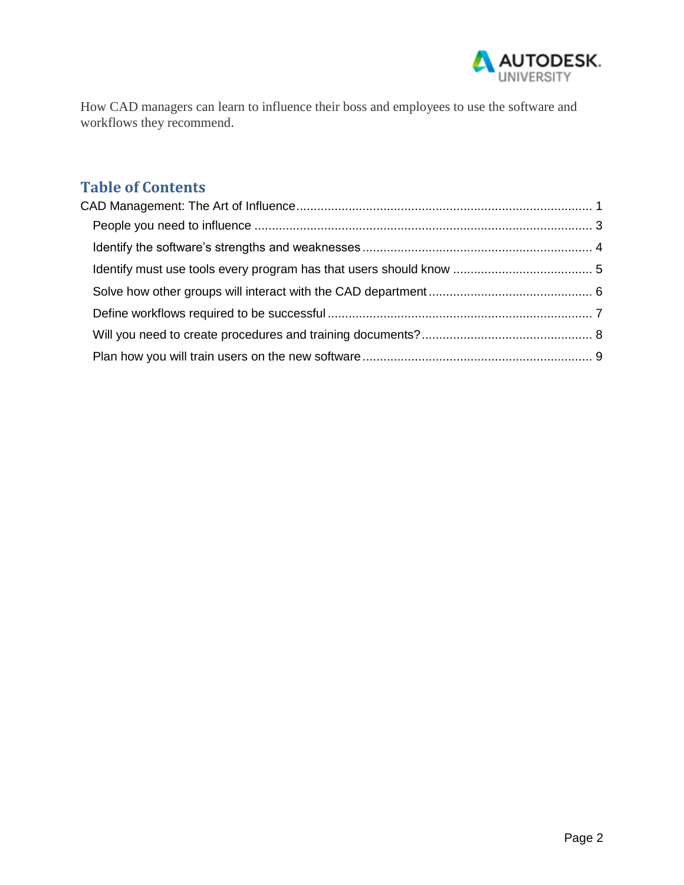How CAD managers can learn to influence their boss and employees to use the software and workflows they recommend.

## Table of Contents

CAD Management: The Art of Influence ..................................................................................... 1

- People you need to influence ................................................................................................. 3
- Identify the software's strengths and weaknesses .................................................................. 4
- Identify must use tools every program has that users should know ........................................ 5
- Solve how other groups will interact with the CAD department ............................................... 6
- Define workflows required to be successful ............................................................................ 7
- Will you need to create procedures and training documents? ................................................. 8
- Plan how you will train users on the new software .................................................................. 9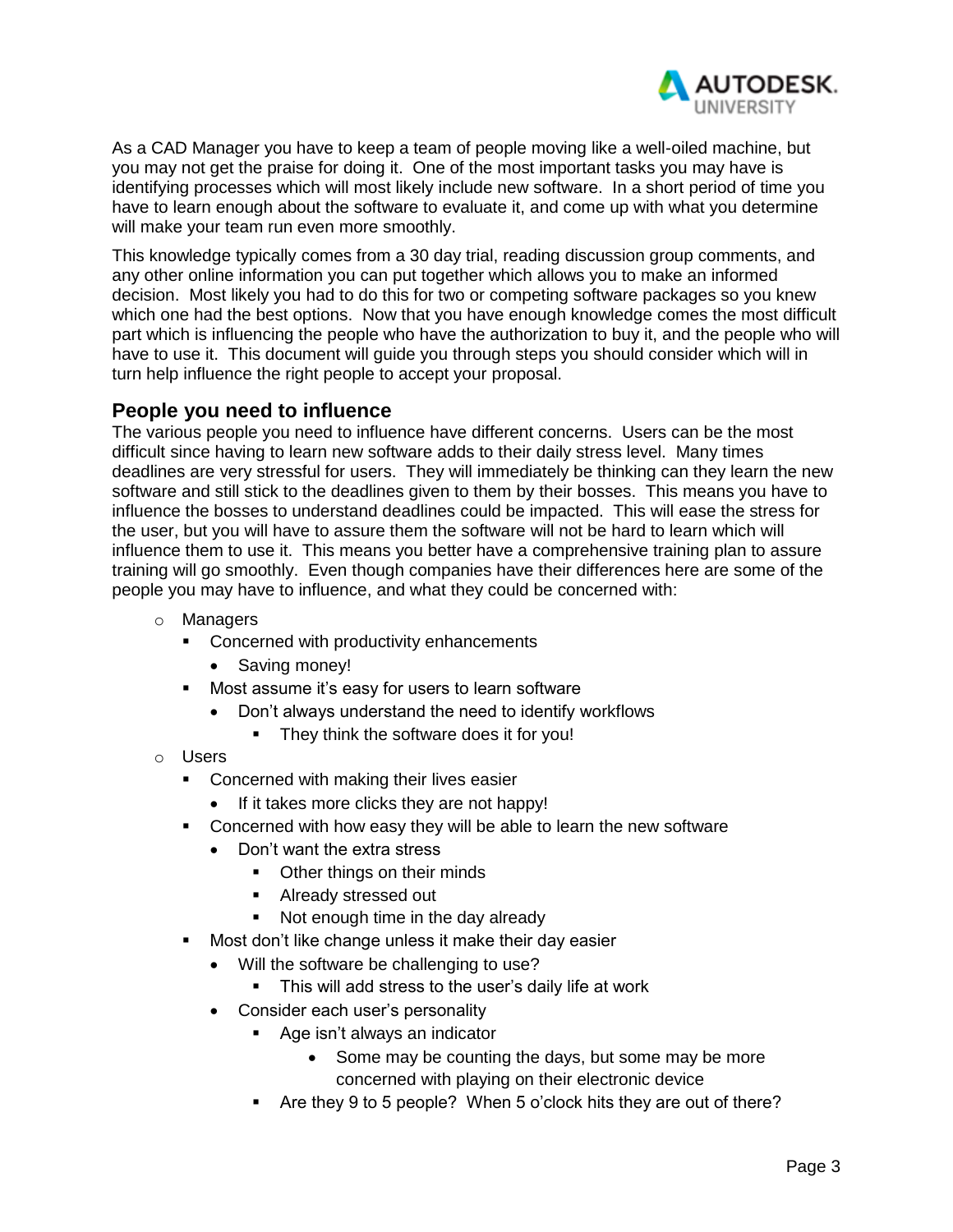As a CAD Manager you have to keep a team of people moving like a well-oiled machine, but you may not get the praise for doing it. One of the most important tasks you may have is identifying processes which will most likely include new software. In a short period of time you have to learn enough about the software to evaluate it, and come up with what you determine will make your team run even more smoothly.

This knowledge typically comes from a 30 day trial, reading discussion group comments, and any other online information you can put together which allows you to make an informed decision. Most likely you had to do this for two or competing software packages so you knew which one had the best options. Now that you have enough knowledge comes the most difficult part which is influencing the people who have the authorization to buy it, and the people who will have to use it. This document will guide you through steps you should consider which will in turn help influence the right people to accept your proposal.

## People you need to influence

The various people you need to influence have different concerns. Users can be the most difficult since having to learn new software adds to their daily stress level. Many times deadlines are very stressful for users. They will immediately be thinking can they learn the new software and still stick to the deadlines given to them by their bosses. This means you have to influence the bosses to understand deadlines could be impacted. This will ease the stress for the user, but you will have to assure them the software will not be hard to learn which will influence them to use it. This means you better have a comprehensive training plan to assure training will go smoothly. Even though companies have their differences here are some of the people you may have to influence, and what they could be concerned with:

- Managers
  - Concerned with productivity enhancements
    - Saving money!
  - Most assume it's easy for users to learn software
    - Don't always understand the need to identify workflows
      - They think the software does it for you!
- Users
  - Concerned with making their lives easier
    - If it takes more clicks they are not happy!
  - Concerned with how easy they will be able to learn the new software
    - Don't want the extra stress
      - Other things on their minds
      - Already stressed out
      - Not enough time in the day already
  - Most don't like change unless it make their day easier
    - Will the software be challenging to use?
      - This will add stress to the user's daily life at work
    - Consider each user's personality
      - Age isn't always an indicator
        - Some may be counting the days, but some may be more concerned with playing on their electronic device
      - Are they 9 to 5 people? When 5 o'clock hits they are out of there?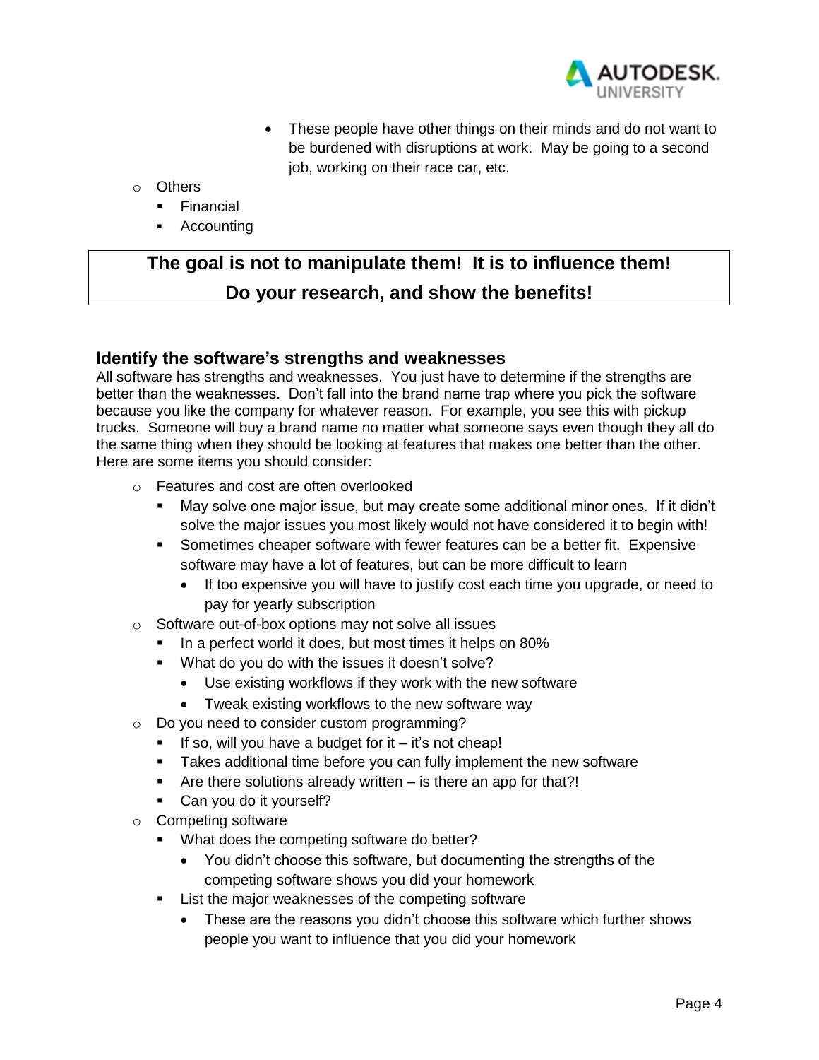- These people have other things on their minds and do not want to be burdened with disruptions at work. May be going to a second job, working on their race car, etc.
- Others
  - Financial
  - Accounting

**The goal is not to manipulate them! It is to influence them!**
**Do your research, and show the benefits!**

### Identify the software's strengths and weaknesses

All software has strengths and weaknesses. You just have to determine if the strengths are better than the weaknesses. Don't fall into the brand name trap where you pick the software because you like the company for whatever reason. For example, you see this with pickup trucks. Someone will buy a brand name no matter what someone says even though they all do the same thing when they should be looking at features that makes one better than the other. Here are some items you should consider:

- Features and cost are often overlooked
  - May solve one major issue, but may create some additional minor ones. If it didn't solve the major issues you most likely would not have considered it to begin with!
  - Sometimes cheaper software with fewer features can be a better fit. Expensive software may have a lot of features, but can be more difficult to learn
    - If too expensive you will have to justify cost each time you upgrade, or need to pay for yearly subscription
- Software out-of-box options may not solve all issues
  - In a perfect world it does, but most times it helps on 80%
  - What do you do with the issues it doesn't solve?
    - Use existing workflows if they work with the new software
    - Tweak existing workflows to the new software way
- Do you need to consider custom programming?
  - If so, will you have a budget for it – it's not cheap!
  - Takes additional time before you can fully implement the new software
  - Are there solutions already written – is there an app for that?!
  - Can you do it yourself?
- Competing software
  - What does the competing software do better?
    - You didn't choose this software, but documenting the strengths of the competing software shows you did your homework
  - List the major weaknesses of the competing software
    - These are the reasons you didn't choose this software which further shows people you want to influence that you did your homework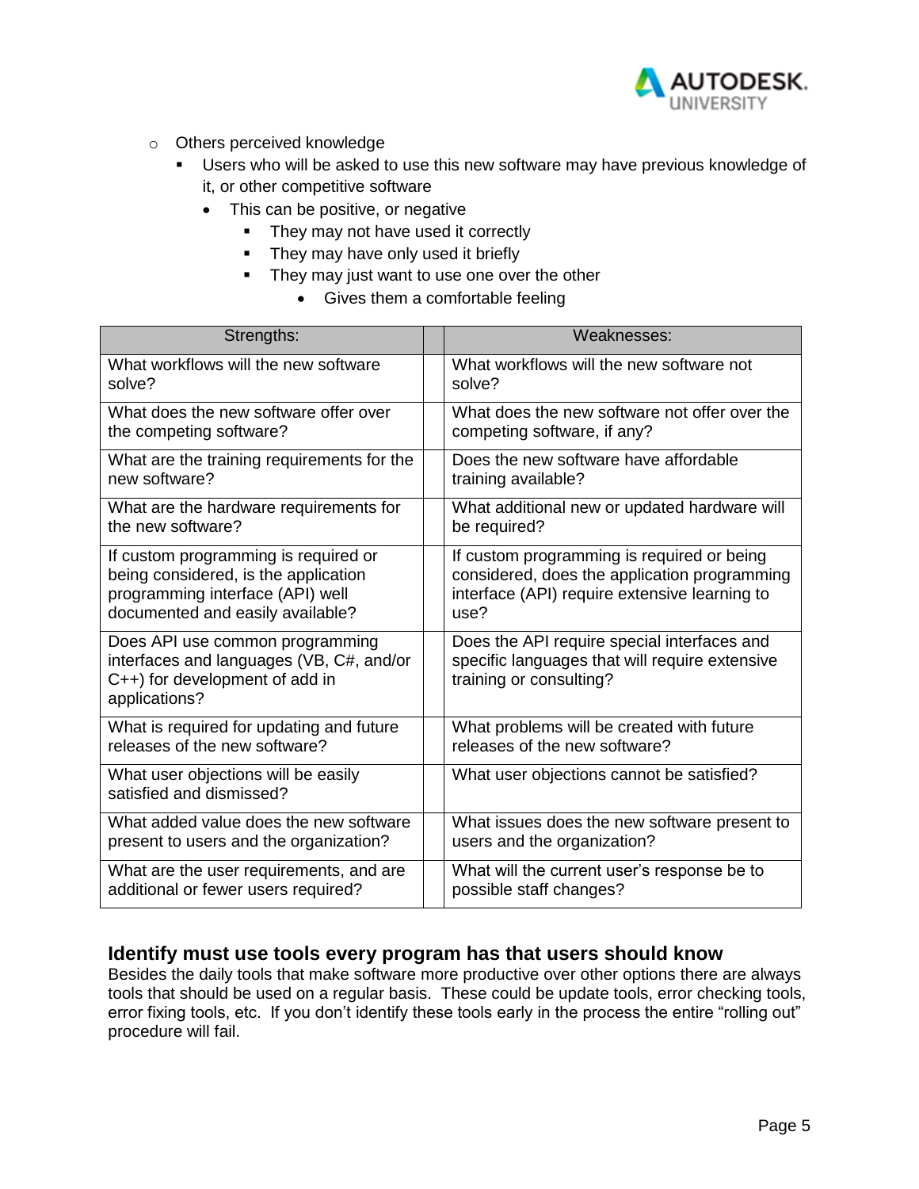- Others perceived knowledge
    - Users who will be asked to use this new software may have previous knowledge of it, or other competitive software
        - This can be positive, or negative
            - They may not have used it correctly
            - They may have only used it briefly
            - They may just want to use one over the other
                - Gives them a comfortable feeling

| Strengths: | | Weaknesses: |
|---|---|---|
| What workflows will the new software solve? | | What workflows will the new software not solve? |
| What does the new software offer over the competing software? | | What does the new software not offer over the competing software, if any? |
| What are the training requirements for the new software? | | Does the new software have affordable training available? |
| What are the hardware requirements for the new software? | | What additional new or updated hardware will be required? |
| If custom programming is required or being considered, is the application programming interface (API) well documented and easily available? | | If custom programming is required or being considered, does the application programming interface (API) require extensive learning to use? |
| Does API use common programming interfaces and languages (VB, C#, and/or C++) for development of add in applications? | | Does the API require special interfaces and specific languages that will require extensive training or consulting? |
| What is required for updating and future releases of the new software? | | What problems will be created with future releases of the new software? |
| What user objections will be easily satisfied and dismissed? | | What user objections cannot be satisfied? |
| What added value does the new software present to users and the organization? | | What issues does the new software present to users and the organization? |
| What are the user requirements, and are additional or fewer users required? | | What will the current user's response be to possible staff changes? |

## Identify must use tools every program has that users should know

Besides the daily tools that make software more productive over other options there are always tools that should be used on a regular basis. These could be update tools, error checking tools, error fixing tools, etc. If you don't identify these tools early in the process the entire "rolling out" procedure will fail.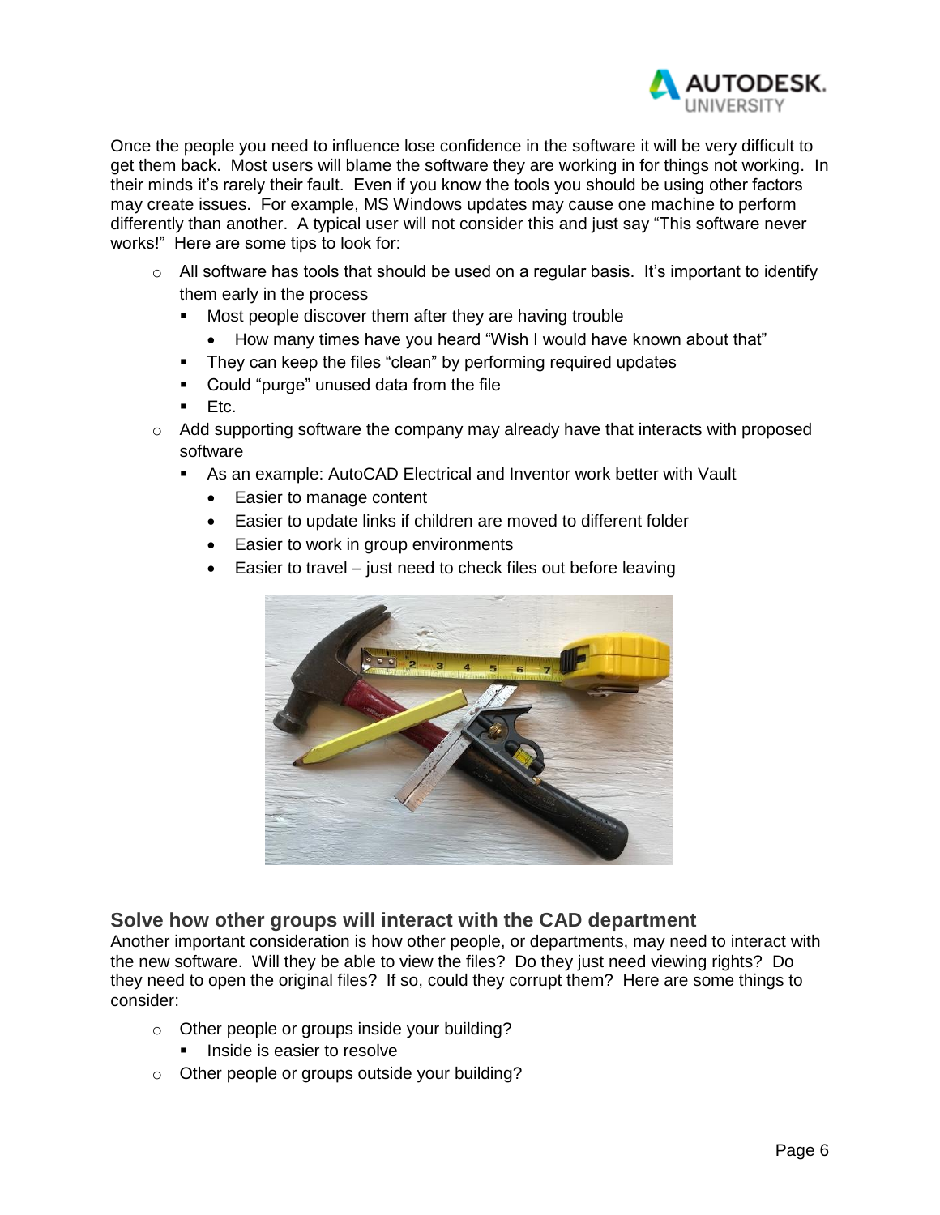Once the people you need to influence lose confidence in the software it will be very difficult to get them back. Most users will blame the software they are working in for things not working. In their minds it's rarely their fault. Even if you know the tools you should be using other factors may create issues. For example, MS Windows updates may cause one machine to perform differently than another. A typical user will not consider this and just say "This software never works!" Here are some tips to look for:

- All software has tools that should be used on a regular basis. It's important to identify them early in the process
  - Most people discover them after they are having trouble
    - How many times have you heard "Wish I would have known about that"
  - They can keep the files "clean" by performing required updates
  - Could "purge" unused data from the file
  - Etc.
- Add supporting software the company may already have that interacts with proposed software
  - As an example: AutoCAD Electrical and Inventor work better with Vault
    - Easier to manage content
    - Easier to update links if children are moved to different folder
    - Easier to work in group environments
    - Easier to travel – just need to check files out before leaving

## Solve how other groups will interact with the CAD department

Another important consideration is how other people, or departments, may need to interact with the new software. Will they be able to view the files? Do they just need viewing rights? Do they need to open the original files? If so, could they corrupt them? Here are some things to consider:

- Other people or groups inside your building?
  - Inside is easier to resolve
- Other people or groups outside your building?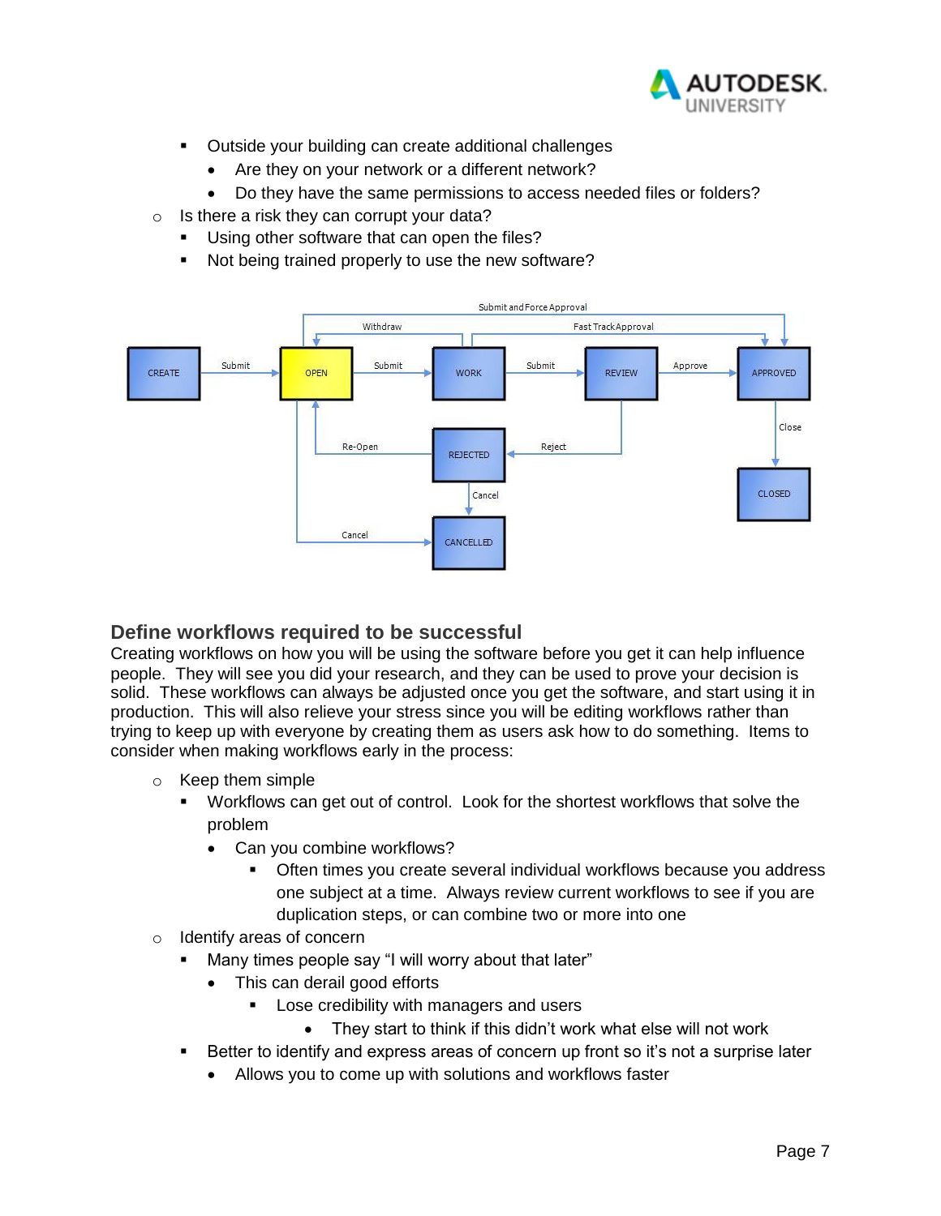- Outside your building can create additional challenges
            - Are they on your network or a different network?
            - Do they have the same permissions to access needed files or folders?
    - Is there a risk they can corrupt your data?
        - Using other software that can open the files?
        - Not being trained properly to use the new software?

## Define workflows required to be successful

Creating workflows on how you will be using the software before you get it can help influence people. They will see you did your research, and they can be used to prove your decision is solid. These workflows can always be adjusted once you get the software, and start using it in production. This will also relieve your stress since you will be editing workflows rather than trying to keep up with everyone by creating them as users ask how to do something. Items to consider when making workflows early in the process:

- Keep them simple
    - Workflows can get out of control. Look for the shortest workflows that solve the problem
        - Can you combine workflows?
            - Often times you create several individual workflows because you address one subject at a time. Always review current workflows to see if you are duplication steps, or can combine two or more into one
- Identify areas of concern
    - Many times people say "I will worry about that later"
        - This can derail good efforts
            - Lose credibility with managers and users
                - They start to think if this didn't work what else will not work
    - Better to identify and express areas of concern up front so it's not a surprise later
        - Allows you to come up with solutions and workflows faster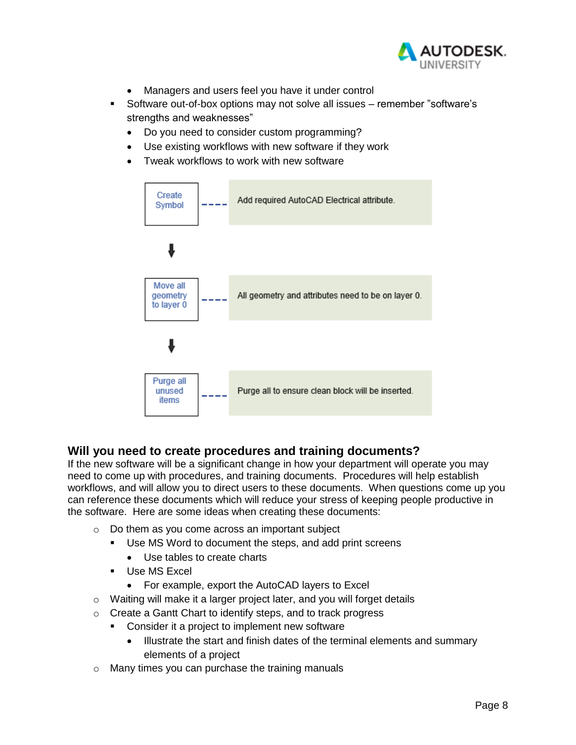- Managers and users feel you have it under control
- Software out-of-box options may not solve all issues – remember "software's strengths and weaknesses"
  - Do you need to consider custom programming?
  - Use existing workflows with new software if they work
  - Tweak workflows to work with new software

| Step | Description |
| --- | --- |
| Create Symbol | Add required AutoCAD Electrical attribute. |
| Move all geometry to layer 0 | All geometry and attributes need to be on layer 0. |
| Purge all unused items | Purge all to ensure clean block will be inserted. |

## Will you need to create procedures and training documents?

If the new software will be a significant change in how your department will operate you may need to come up with procedures, and training documents. Procedures will help establish workflows, and will allow you to direct users to these documents. When questions come up you can reference these documents which will reduce your stress of keeping people productive in the software. Here are some ideas when creating these documents:

- Do them as you come across an important subject
  - Use MS Word to document the steps, and add print screens
    - Use tables to create charts
  - Use MS Excel
    - For example, export the AutoCAD layers to Excel
- Waiting will make it a larger project later, and you will forget details
- Create a Gantt Chart to identify steps, and to track progress
  - Consider it a project to implement new software
    - Illustrate the start and finish dates of the terminal elements and summary elements of a project
- Many times you can purchase the training manuals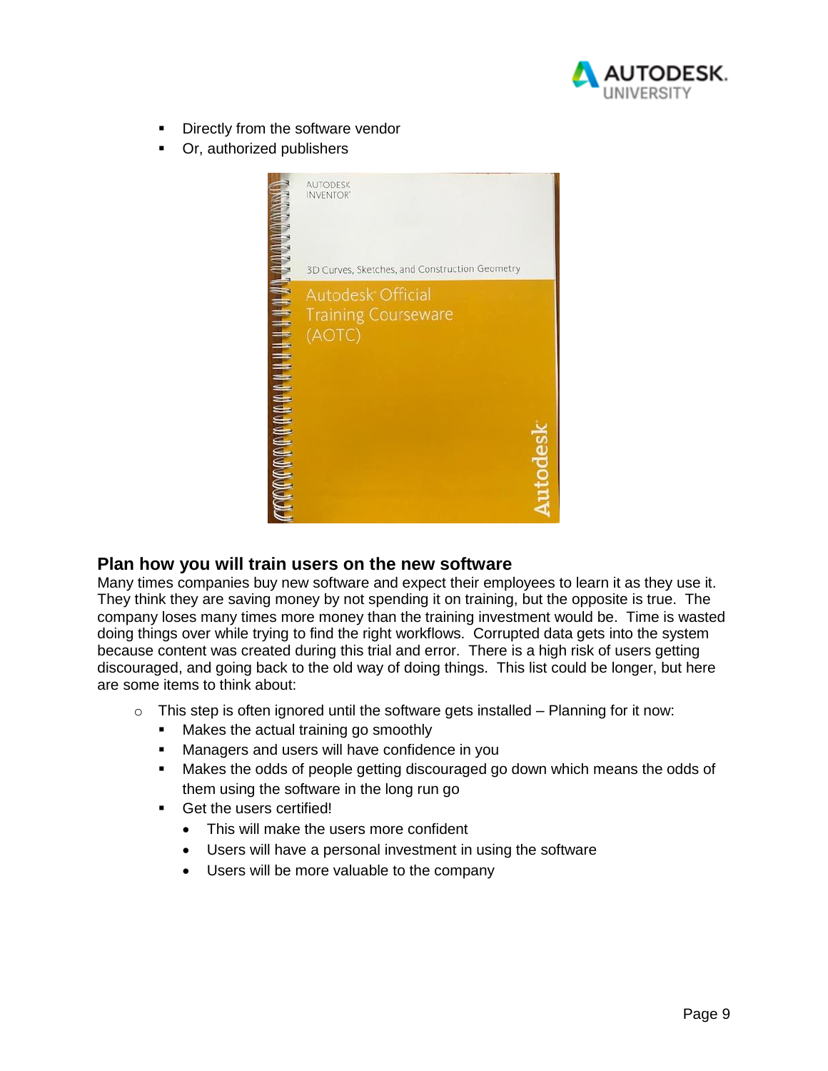- Directly from the software vendor
- Or, authorized publishers

## Plan how you will train users on the new software

Many times companies buy new software and expect their employees to learn it as they use it. They think they are saving money by not spending it on training, but the opposite is true. The company loses many times more money than the training investment would be. Time is wasted doing things over while trying to find the right workflows. Corrupted data gets into the system because content was created during this trial and error. There is a high risk of users getting discouraged, and going back to the old way of doing things. This list could be longer, but here are some items to think about:

- This step is often ignored until the software gets installed – Planning for it now:
  - Makes the actual training go smoothly
  - Managers and users will have confidence in you
  - Makes the odds of people getting discouraged go down which means the odds of them using the software in the long run go
  - Get the users certified!
    - This will make the users more confident
    - Users will have a personal investment in using the software
    - Users will be more valuable to the company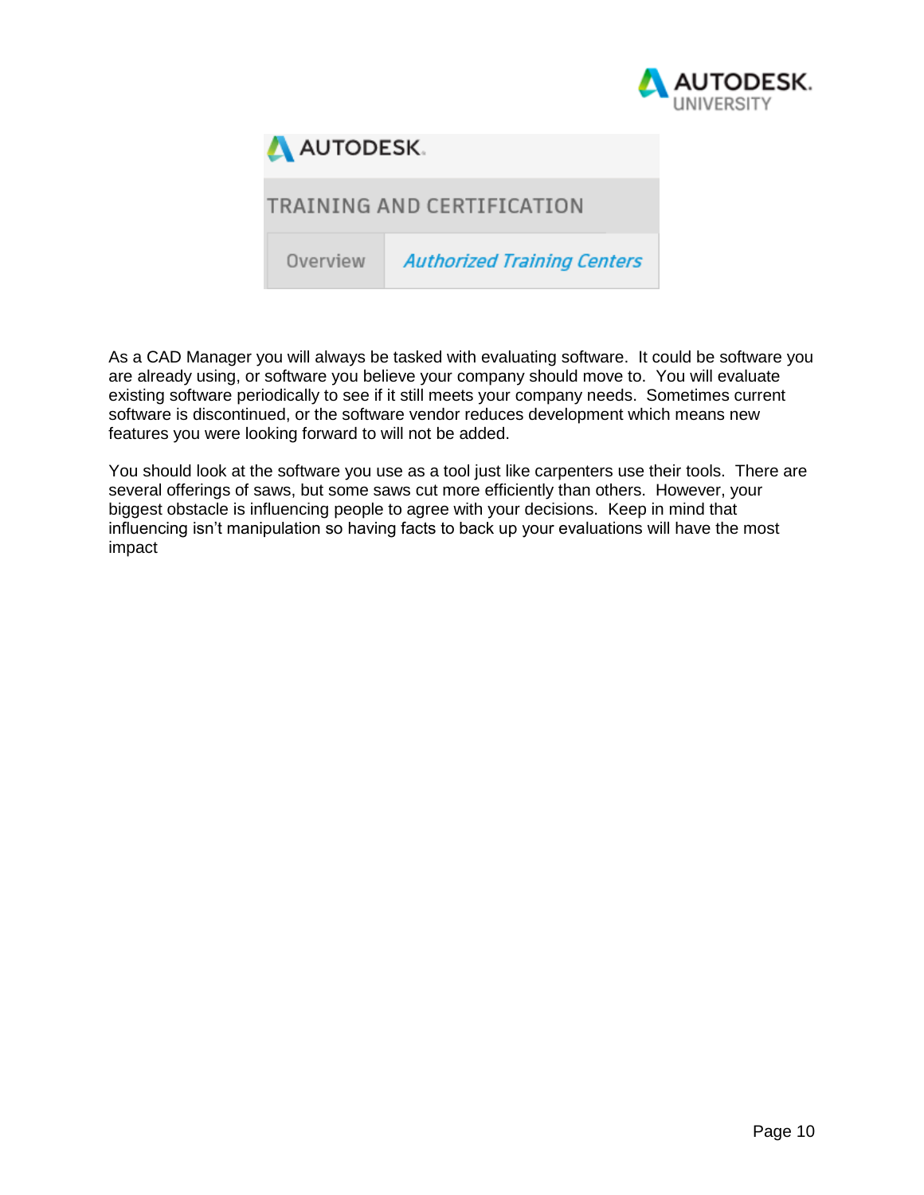AUTODESK.

TRAINING AND CERTIFICATION

| Overview | *Authorized Training Centers* |
| --- | --- |

As a CAD Manager you will always be tasked with evaluating software. It could be software you are already using, or software you believe your company should move to. You will evaluate existing software periodically to see if it still meets your company needs. Sometimes current software is discontinued, or the software vendor reduces development which means new features you were looking forward to will not be added.

You should look at the software you use as a tool just like carpenters use their tools. There are several offerings of saws, but some saws cut more efficiently than others. However, your biggest obstacle is influencing people to agree with your decisions. Keep in mind that influencing isn't manipulation so having facts to back up your evaluations will have the most impact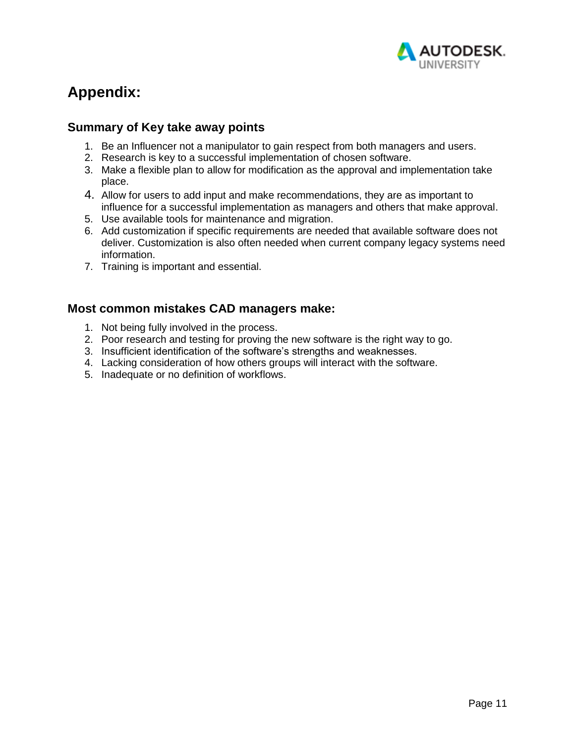# Appendix:

## Summary of Key take away points

1. Be an Influencer not a manipulator to gain respect from both managers and users.
2. Research is key to a successful implementation of chosen software.
3. Make a flexible plan to allow for modification as the approval and implementation take place.
4. Allow for users to add input and make recommendations, they are as important to influence for a successful implementation as managers and others that make approval.
5. Use available tools for maintenance and migration.
6. Add customization if specific requirements are needed that available software does not deliver. Customization is also often needed when current company legacy systems need information.
7. Training is important and essential.

## Most common mistakes CAD managers make:

1. Not being fully involved in the process.
2. Poor research and testing for proving the new software is the right way to go.
3. Insufficient identification of the software's strengths and weaknesses.
4. Lacking consideration of how others groups will interact with the software.
5. Inadequate or no definition of workflows.